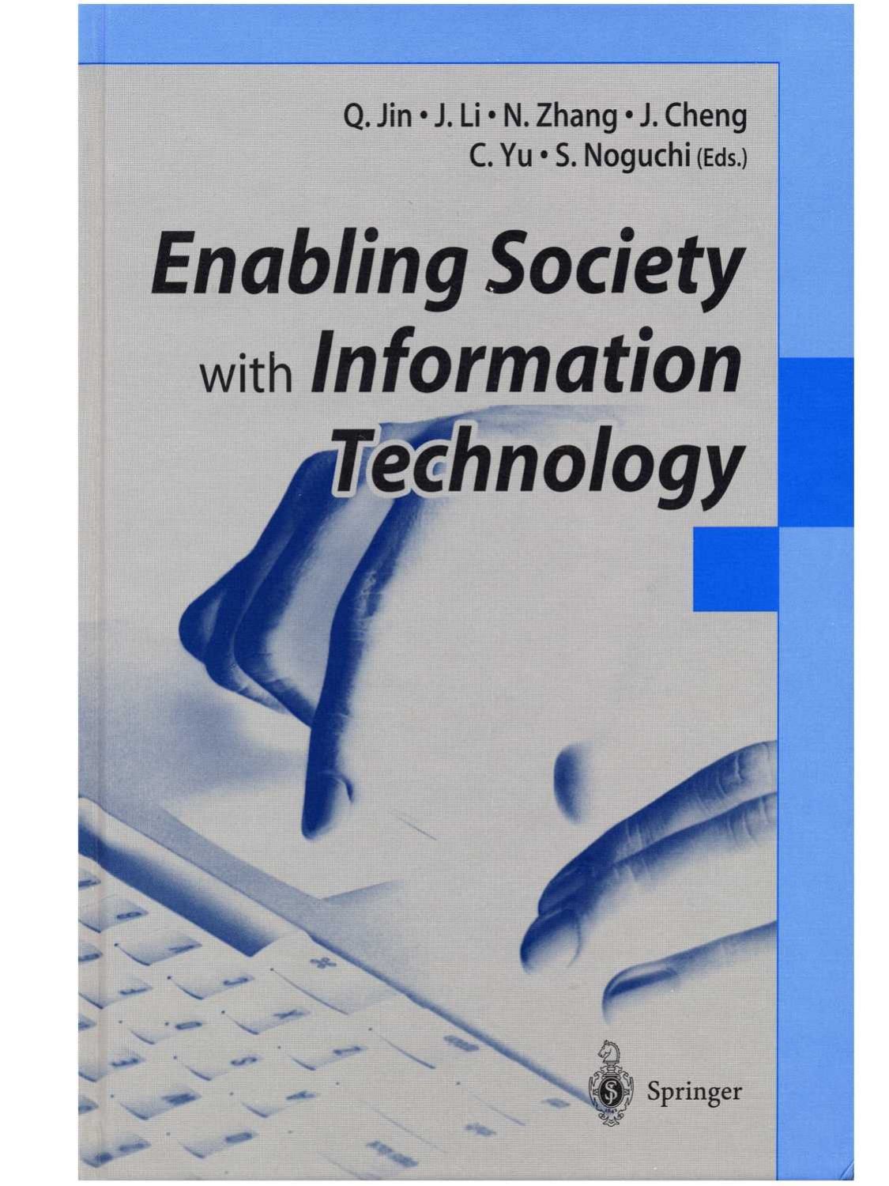Q. Jin • J. Li • N. Zhang • J. Cheng
C. Yu • S. Noguchi (Eds.)

# *Enabling Society* with *Information Technology*

Springer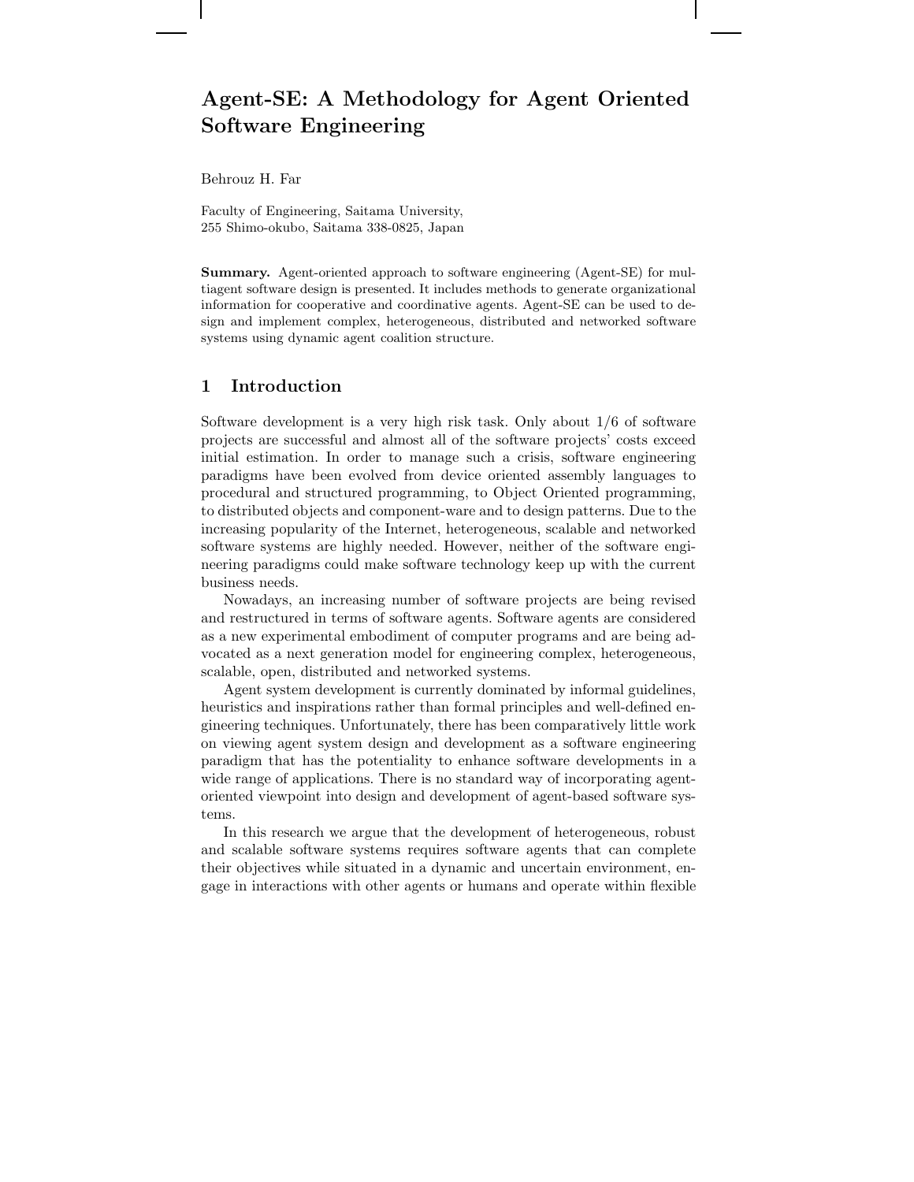# Agent-SE: A Methodology for Agent Oriented Software Engineering

Behrouz H. Far

Faculty of Engineering, Saitama University,
255 Shimo-okubo, Saitama 338-0825, Japan

**Summary.** Agent-oriented approach to software engineering (Agent-SE) for multiagent software design is presented. It includes methods to generate organizational information for cooperative and coordinative agents. Agent-SE can be used to design and implement complex, heterogeneous, distributed and networked software systems using dynamic agent coalition structure.

## 1 Introduction

Software development is a very high risk task. Only about 1/6 of software projects are successful and almost all of the software projects' costs exceed initial estimation. In order to manage such a crisis, software engineering paradigms have been evolved from device oriented assembly languages to procedural and structured programming, to Object Oriented programming, to distributed objects and component-ware and to design patterns. Due to the increasing popularity of the Internet, heterogeneous, scalable and networked software systems are highly needed. However, neither of the software engineering paradigms could make software technology keep up with the current business needs.

Nowadays, an increasing number of software projects are being revised and restructured in terms of software agents. Software agents are considered as a new experimental embodiment of computer programs and are being advocated as a next generation model for engineering complex, heterogeneous, scalable, open, distributed and networked systems.

Agent system development is currently dominated by informal guidelines, heuristics and inspirations rather than formal principles and well-defined engineering techniques. Unfortunately, there has been comparatively little work on viewing agent system design and development as a software engineering paradigm that has the potentiality to enhance software developments in a wide range of applications. There is no standard way of incorporating agent-oriented viewpoint into design and development of agent-based software systems.

In this research we argue that the development of heterogeneous, robust and scalable software systems requires software agents that can complete their objectives while situated in a dynamic and uncertain environment, engage in interactions with other agents or humans and operate within flexible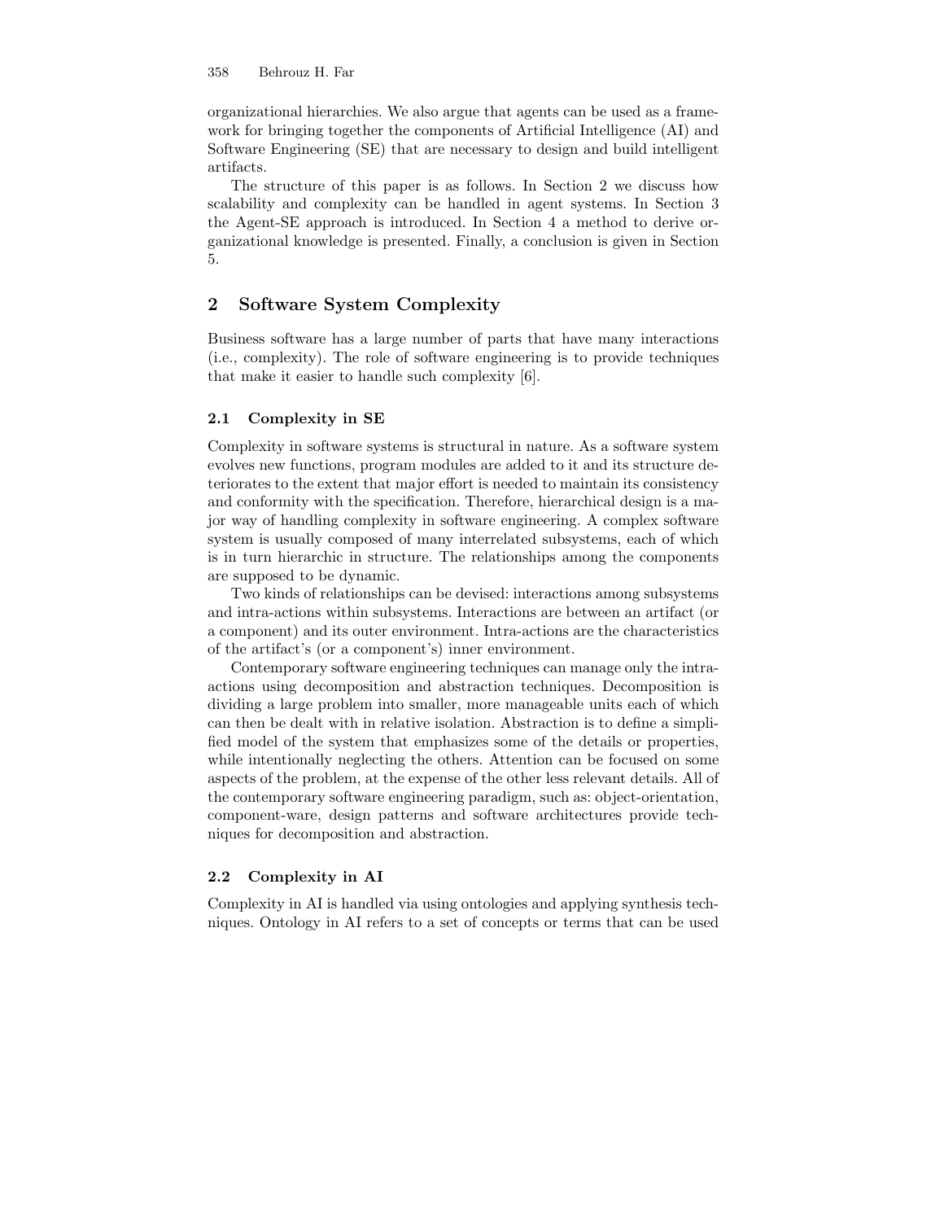organizational hierarchies. We also argue that agents can be used as a framework for bringing together the components of Artificial Intelligence (AI) and Software Engineering (SE) that are necessary to design and build intelligent artifacts.

The structure of this paper is as follows. In Section 2 we discuss how scalability and complexity can be handled in agent systems. In Section 3 the Agent-SE approach is introduced. In Section 4 a method to derive organizational knowledge is presented. Finally, a conclusion is given in Section 5.

## 2 Software System Complexity

Business software has a large number of parts that have many interactions (i.e., complexity). The role of software engineering is to provide techniques that make it easier to handle such complexity [6].

### 2.1 Complexity in SE

Complexity in software systems is structural in nature. As a software system evolves new functions, program modules are added to it and its structure deteriorates to the extent that major effort is needed to maintain its consistency and conformity with the specification. Therefore, hierarchical design is a major way of handling complexity in software engineering. A complex software system is usually composed of many interrelated subsystems, each of which is in turn hierarchic in structure. The relationships among the components are supposed to be dynamic.

Two kinds of relationships can be devised: interactions among subsystems and intra-actions within subsystems. Interactions are between an artifact (or a component) and its outer environment. Intra-actions are the characteristics of the artifact's (or a component's) inner environment.

Contemporary software engineering techniques can manage only the intra-actions using decomposition and abstraction techniques. Decomposition is dividing a large problem into smaller, more manageable units each of which can then be dealt with in relative isolation. Abstraction is to define a simplified model of the system that emphasizes some of the details or properties, while intentionally neglecting the others. Attention can be focused on some aspects of the problem, at the expense of the other less relevant details. All of the contemporary software engineering paradigm, such as: object-orientation, component-ware, design patterns and software architectures provide techniques for decomposition and abstraction.

### 2.2 Complexity in AI

Complexity in AI is handled via using ontologies and applying synthesis techniques. Ontology in AI refers to a set of concepts or terms that can be used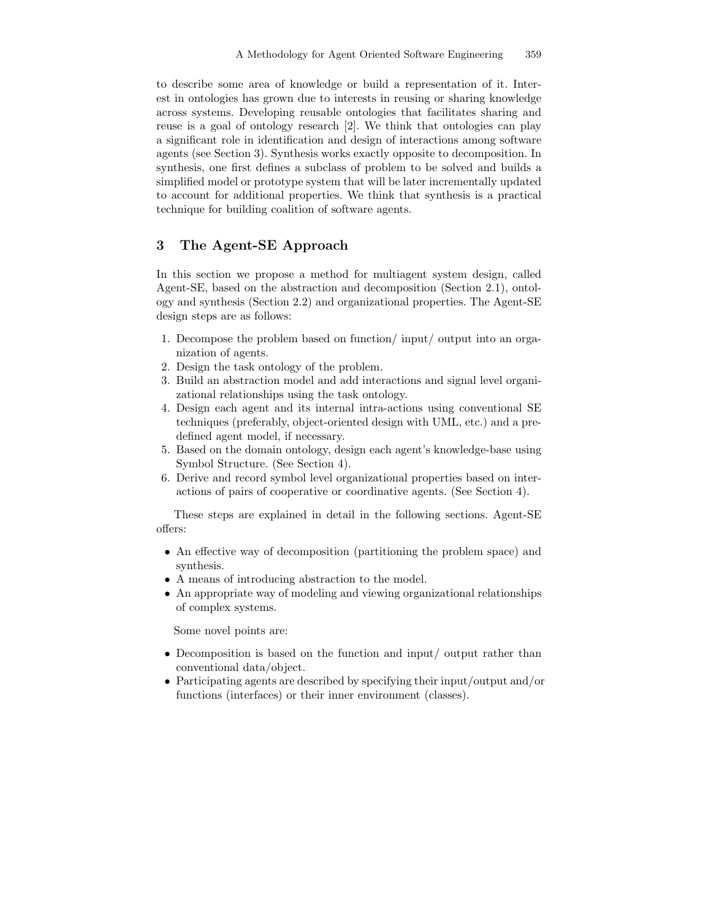to describe some area of knowledge or build a representation of it. Interest in ontologies has grown due to interests in reusing or sharing knowledge across systems. Developing reusable ontologies that facilitates sharing and reuse is a goal of ontology research [2]. We think that ontologies can play a significant role in identification and design of interactions among software agents (see Section 3). Synthesis works exactly opposite to decomposition. In synthesis, one first defines a subclass of problem to be solved and builds a simplified model or prototype system that will be later incrementally updated to account for additional properties. We think that synthesis is a practical technique for building coalition of software agents.

## 3 The Agent-SE Approach

In this section we propose a method for multiagent system design, called Agent-SE, based on the abstraction and decomposition (Section 2.1), ontology and synthesis (Section 2.2) and organizational properties. The Agent-SE design steps are as follows:

1. Decompose the problem based on function/ input/ output into an organization of agents.
2. Design the task ontology of the problem.
3. Build an abstraction model and add interactions and signal level organizational relationships using the task ontology.
4. Design each agent and its internal intra-actions using conventional SE techniques (preferably, object-oriented design with UML, etc.) and a predefined agent model, if necessary.
5. Based on the domain ontology, design each agent's knowledge-base using Symbol Structure. (See Section 4).
6. Derive and record symbol level organizational properties based on interactions of pairs of cooperative or coordinative agents. (See Section 4).

These steps are explained in detail in the following sections. Agent-SE offers:

- An effective way of decomposition (partitioning the problem space) and synthesis.
- A means of introducing abstraction to the model.
- An appropriate way of modeling and viewing organizational relationships of complex systems.

Some novel points are:

- Decomposition is based on the function and input/ output rather than conventional data/object.
- Participating agents are described by specifying their input/output and/or functions (interfaces) or their inner environment (classes).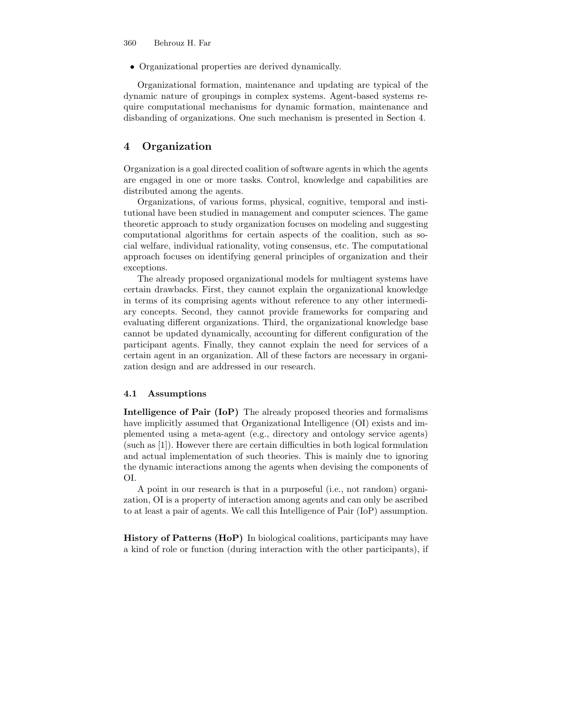- Organizational properties are derived dynamically.

Organizational formation, maintenance and updating are typical of the dynamic nature of groupings in complex systems. Agent-based systems require computational mechanisms for dynamic formation, maintenance and disbanding of organizations. One such mechanism is presented in Section 4.

## 4 Organization

Organization is a goal directed coalition of software agents in which the agents are engaged in one or more tasks. Control, knowledge and capabilities are distributed among the agents.

Organizations, of various forms, physical, cognitive, temporal and institutional have been studied in management and computer sciences. The game theoretic approach to study organization focuses on modeling and suggesting computational algorithms for certain aspects of the coalition, such as social welfare, individual rationality, voting consensus, etc. The computational approach focuses on identifying general principles of organization and their exceptions.

The already proposed organizational models for multiagent systems have certain drawbacks. First, they cannot explain the organizational knowledge in terms of its comprising agents without reference to any other intermediary concepts. Second, they cannot provide frameworks for comparing and evaluating different organizations. Third, the organizational knowledge base cannot be updated dynamically, accounting for different configuration of the participant agents. Finally, they cannot explain the need for services of a certain agent in an organization. All of these factors are necessary in organization design and are addressed in our research.

### 4.1 Assumptions

**Intelligence of Pair (IoP)** The already proposed theories and formalisms have implicitly assumed that Organizational Intelligence (OI) exists and implemented using a meta-agent (e.g., directory and ontology service agents) (such as [1]). However there are certain difficulties in both logical formulation and actual implementation of such theories. This is mainly due to ignoring the dynamic interactions among the agents when devising the components of OI.

A point in our research is that in a purposeful (i.e., not random) organization, OI is a property of interaction among agents and can only be ascribed to at least a pair of agents. We call this Intelligence of Pair (IoP) assumption.

**History of Patterns (HoP)** In biological coalitions, participants may have a kind of role or function (during interaction with the other participants), if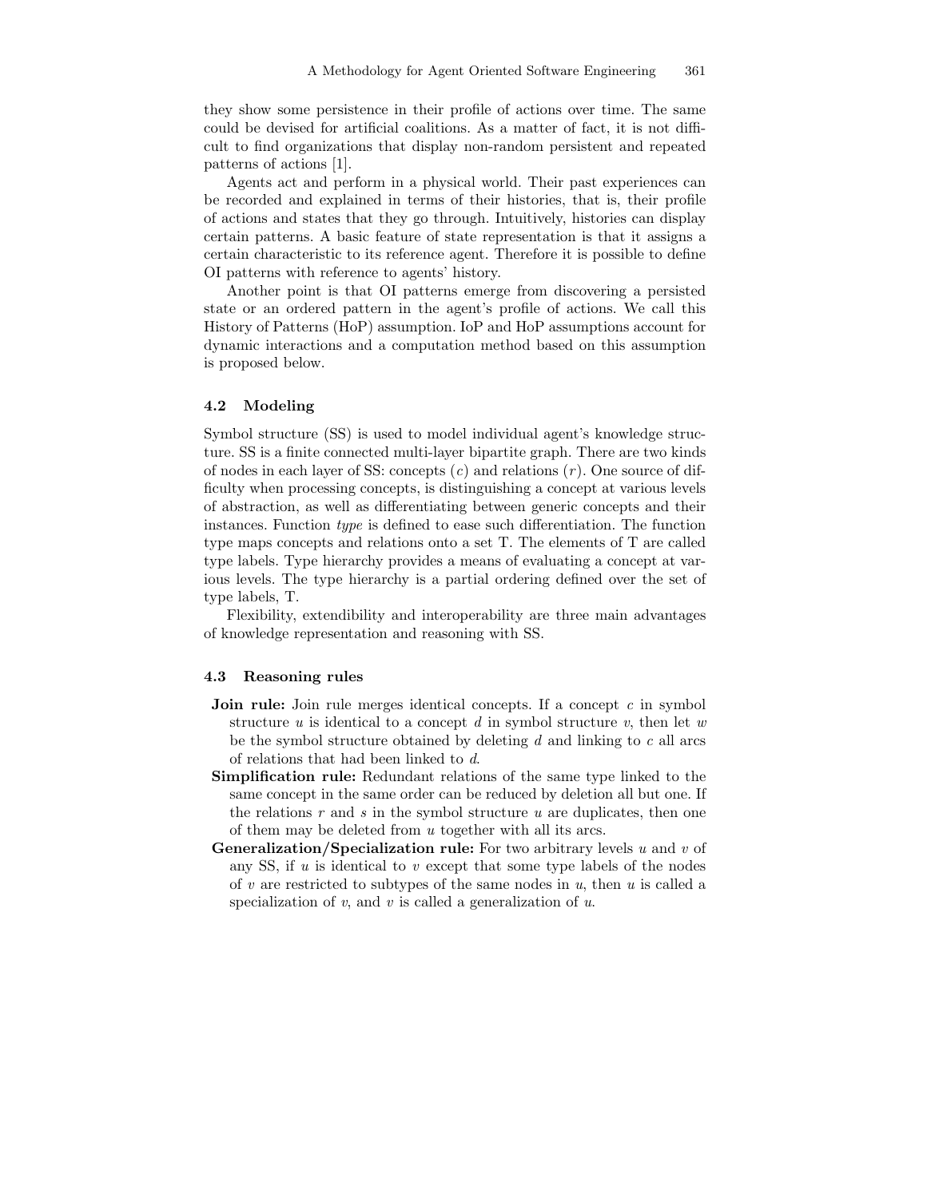they show some persistence in their profile of actions over time. The same could be devised for artificial coalitions. As a matter of fact, it is not difficult to find organizations that display non-random persistent and repeated patterns of actions [1].

Agents act and perform in a physical world. Their past experiences can be recorded and explained in terms of their histories, that is, their profile of actions and states that they go through. Intuitively, histories can display certain patterns. A basic feature of state representation is that it assigns a certain characteristic to its reference agent. Therefore it is possible to define OI patterns with reference to agents' history.

Another point is that OI patterns emerge from discovering a persisted state or an ordered pattern in the agent's profile of actions. We call this History of Patterns (HoP) assumption. IoP and HoP assumptions account for dynamic interactions and a computation method based on this assumption is proposed below.

### 4.2 Modeling

Symbol structure (SS) is used to model individual agent's knowledge structure. SS is a finite connected multi-layer bipartite graph. There are two kinds of nodes in each layer of SS: concepts ($c$) and relations ($r$). One source of difficulty when processing concepts, is distinguishing a concept at various levels of abstraction, as well as differentiating between generic concepts and their instances. Function *type* is defined to ease such differentiation. The function type maps concepts and relations onto a set T. The elements of T are called type labels. Type hierarchy provides a means of evaluating a concept at various levels. The type hierarchy is a partial ordering defined over the set of type labels, T.

Flexibility, extendibility and interoperability are three main advantages of knowledge representation and reasoning with SS.

### 4.3 Reasoning rules

- **Join rule:** Join rule merges identical concepts. If a concept $c$ in symbol structure $u$ is identical to a concept $d$ in symbol structure $v$, then let $w$ be the symbol structure obtained by deleting $d$ and linking to $c$ all arcs of relations that had been linked to $d$.
- **Simplification rule:** Redundant relations of the same type linked to the same concept in the same order can be reduced by deletion all but one. If the relations $r$ and $s$ in the symbol structure $u$ are duplicates, then one of them may be deleted from $u$ together with all its arcs.
- **Generalization/Specialization rule:** For two arbitrary levels $u$ and $v$ of any SS, if $u$ is identical to $v$ except that some type labels of the nodes of $v$ are restricted to subtypes of the same nodes in $u$, then $u$ is called a specialization of $v$, and $v$ is called a generalization of $u$.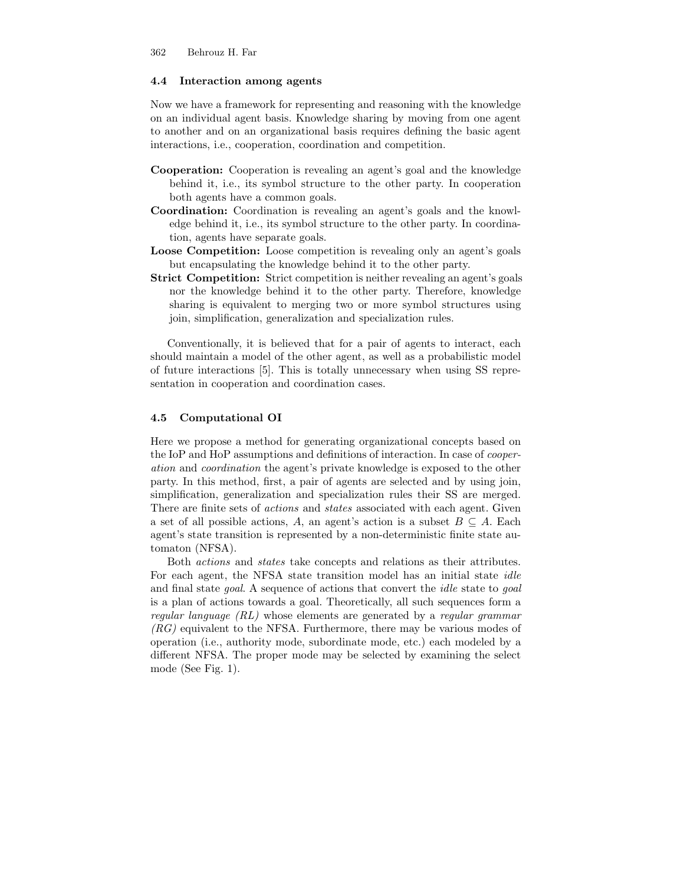### 4.4 Interaction among agents

Now we have a framework for representing and reasoning with the knowledge on an individual agent basis. Knowledge sharing by moving from one agent to another and on an organizational basis requires defining the basic agent interactions, i.e., cooperation, coordination and competition.

**Cooperation:** Cooperation is revealing an agent's goal and the knowledge behind it, i.e., its symbol structure to the other party. In cooperation both agents have a common goals.

**Coordination:** Coordination is revealing an agent's goals and the knowledge behind it, i.e., its symbol structure to the other party. In coordination, agents have separate goals.

**Loose Competition:** Loose competition is revealing only an agent's goals but encapsulating the knowledge behind it to the other party.

**Strict Competition:** Strict competition is neither revealing an agent's goals nor the knowledge behind it to the other party. Therefore, knowledge sharing is equivalent to merging two or more symbol structures using join, simplification, generalization and specialization rules.

Conventionally, it is believed that for a pair of agents to interact, each should maintain a model of the other agent, as well as a probabilistic model of future interactions [5]. This is totally unnecessary when using SS representation in cooperation and coordination cases.

### 4.5 Computational OI

Here we propose a method for generating organizational concepts based on the IoP and HoP assumptions and definitions of interaction. In case of *cooperation* and *coordination* the agent's private knowledge is exposed to the other party. In this method, first, a pair of agents are selected and by using join, simplification, generalization and specialization rules their SS are merged. There are finite sets of *actions* and *states* associated with each agent. Given a set of all possible actions, $A$, an agent's action is a subset $B \subseteq A$. Each agent's state transition is represented by a non-deterministic finite state automaton (NFSA).

Both *actions* and *states* take concepts and relations as their attributes. For each agent, the NFSA state transition model has an initial state *idle* and final state *goal*. A sequence of actions that convert the *idle* state to *goal* is a plan of actions towards a goal. Theoretically, all such sequences form a *regular language (RL)* whose elements are generated by a *regular grammar (RG)* equivalent to the NFSA. Furthermore, there may be various modes of operation (i.e., authority mode, subordinate mode, etc.) each modeled by a different NFSA. The proper mode may be selected by examining the select mode (See Fig. 1).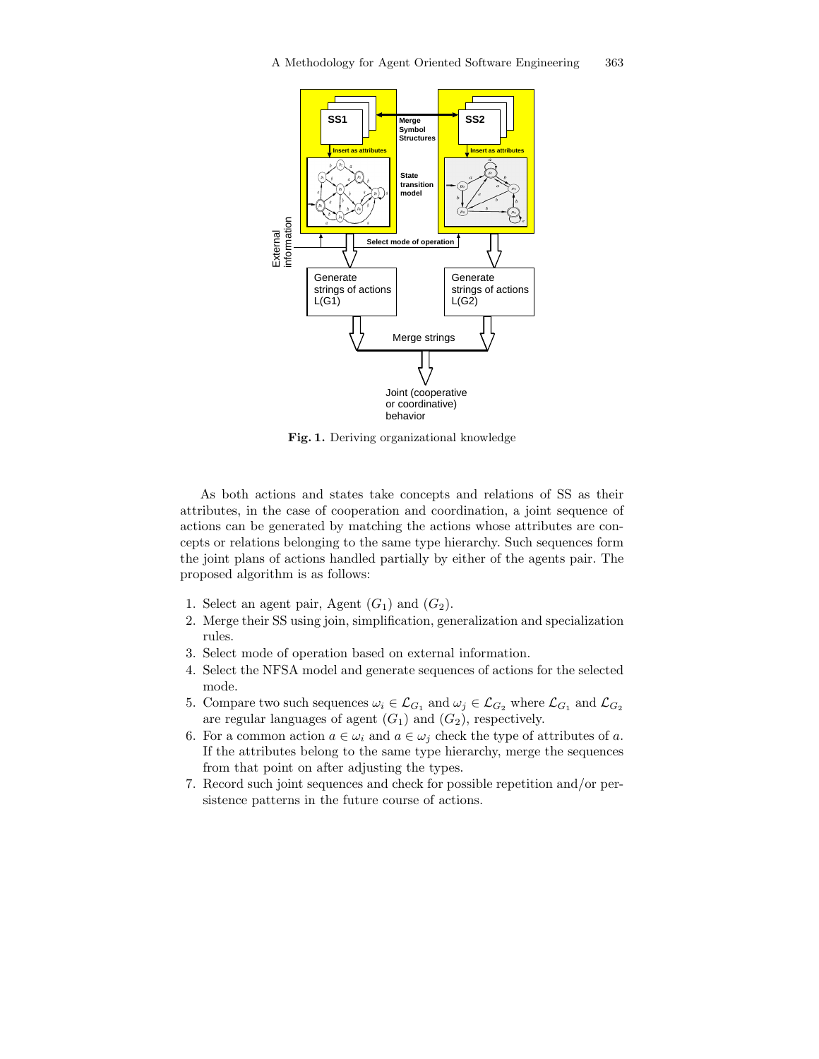**Fig. 1.** Deriving organizational knowledge

As both actions and states take concepts and relations of SS as their attributes, in the case of cooperation and coordination, a joint sequence of actions can be generated by matching the actions whose attributes are concepts or relations belonging to the same type hierarchy. Such sequences form the joint plans of actions handled partially by either of the agents pair. The proposed algorithm is as follows:

1. Select an agent pair, Agent $(G_1)$ and $(G_2)$.
2. Merge their SS using join, simplification, generalization and specialization rules.
3. Select mode of operation based on external information.
4. Select the NFSA model and generate sequences of actions for the selected mode.
5. Compare two such sequences $\omega_i \in \mathcal{L}_{G_1}$ and $\omega_j \in \mathcal{L}_{G_2}$ where $\mathcal{L}_{G_1}$ and $\mathcal{L}_{G_2}$ are regular languages of agent $(G_1)$ and $(G_2)$, respectively.
6. For a common action $a \in \omega_i$ and $a \in \omega_j$ check the type of attributes of $a$. If the attributes belong to the same type hierarchy, merge the sequences from that point on after adjusting the types.
7. Record such joint sequences and check for possible repetition and/or persistence patterns in the future course of actions.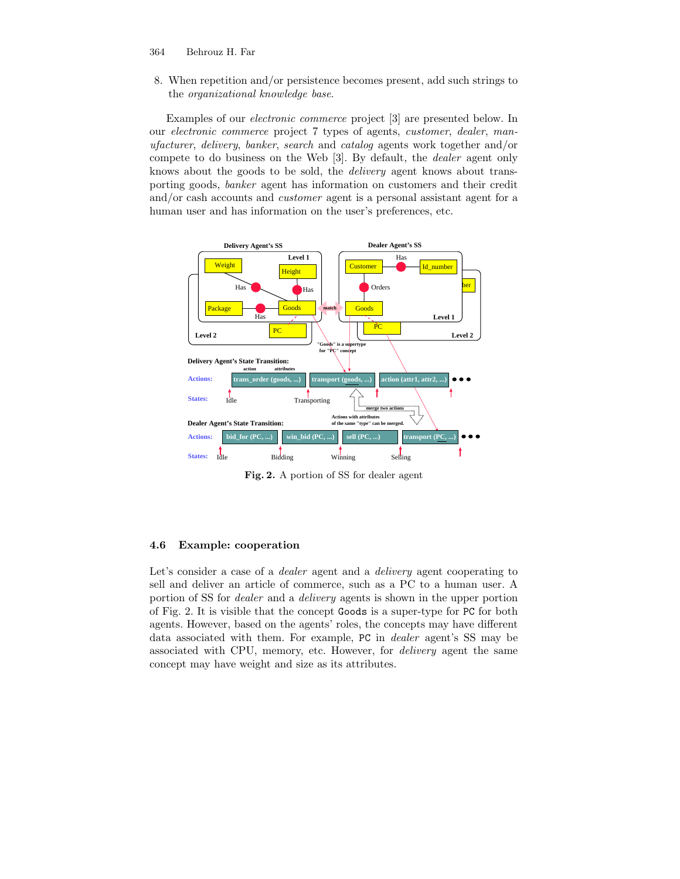8. When repetition and/or persistence becomes present, add such strings to the *organizational knowledge base*.

Examples of our *electronic commerce* project [3] are presented below. In our *electronic commerce* project 7 types of agents, *customer*, *dealer*, *manufacturer*, *delivery*, *banker*, *search* and *catalog* agents work together and/or compete to do business on the Web [3]. By default, the *dealer* agent only knows about the goods to be sold, the *delivery* agent knows about transporting goods, *banker* agent has information on customers and their credit and/or cash accounts and *customer* agent is a personal assistant agent for a human user and has information on the user's preferences, etc.

**Fig. 2.** A portion of SS for dealer agent

### 4.6 Example: cooperation

Let's consider a case of a *dealer* agent and a *delivery* agent cooperating to sell and deliver an article of commerce, such as a PC to a human user. A portion of SS for *dealer* and a *delivery* agents is shown in the upper portion of Fig. 2. It is visible that the concept `Goods` is a super-type for `PC` for both agents. However, based on the agents' roles, the concepts may have different data associated with them. For example, `PC` in *dealer* agent's SS may be associated with CPU, memory, etc. However, for *delivery* agent the same concept may have weight and size as its attributes.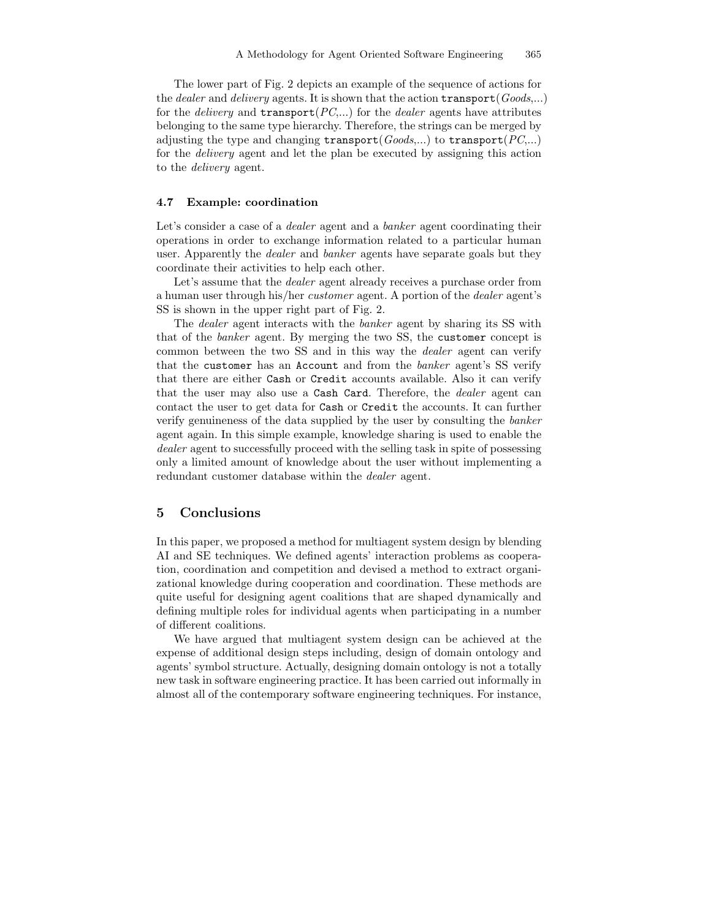The lower part of Fig. 2 depicts an example of the sequence of actions for the *dealer* and *delivery* agents. It is shown that the action `transport`(*Goods*,...) for the *delivery* and `transport`(*PC*,...) for the *dealer* agents have attributes belonging to the same type hierarchy. Therefore, the strings can be merged by adjusting the type and changing `transport`(*Goods*,...) to `transport`(*PC*,...) for the *delivery* agent and let the plan be executed by assigning this action to the *delivery* agent.

### 4.7 Example: coordination

Let's consider a case of a *dealer* agent and a *banker* agent coordinating their operations in order to exchange information related to a particular human user. Apparently the *dealer* and *banker* agents have separate goals but they coordinate their activities to help each other.

Let's assume that the *dealer* agent already receives a purchase order from a human user through his/her *customer* agent. A portion of the *dealer* agent's SS is shown in the upper right part of Fig. 2.

The *dealer* agent interacts with the *banker* agent by sharing its SS with that of the *banker* agent. By merging the two SS, the `customer` concept is common between the two SS and in this way the *dealer* agent can verify that the `customer` has an `Account` and from the *banker* agent's SS verify that there are either `Cash` or `Credit` accounts available. Also it can verify that the user may also use a `Cash Card`. Therefore, the *dealer* agent can contact the user to get data for `Cash` or `Credit` the accounts. It can further verify genuineness of the data supplied by the user by consulting the *banker* agent again. In this simple example, knowledge sharing is used to enable the *dealer* agent to successfully proceed with the selling task in spite of possessing only a limited amount of knowledge about the user without implementing a redundant customer database within the *dealer* agent.

## 5 Conclusions

In this paper, we proposed a method for multiagent system design by blending AI and SE techniques. We defined agents' interaction problems as cooperation, coordination and competition and devised a method to extract organizational knowledge during cooperation and coordination. These methods are quite useful for designing agent coalitions that are shaped dynamically and defining multiple roles for individual agents when participating in a number of different coalitions.

We have argued that multiagent system design can be achieved at the expense of additional design steps including, design of domain ontology and agents' symbol structure. Actually, designing domain ontology is not a totally new task in software engineering practice. It has been carried out informally in almost all of the contemporary software engineering techniques. For instance,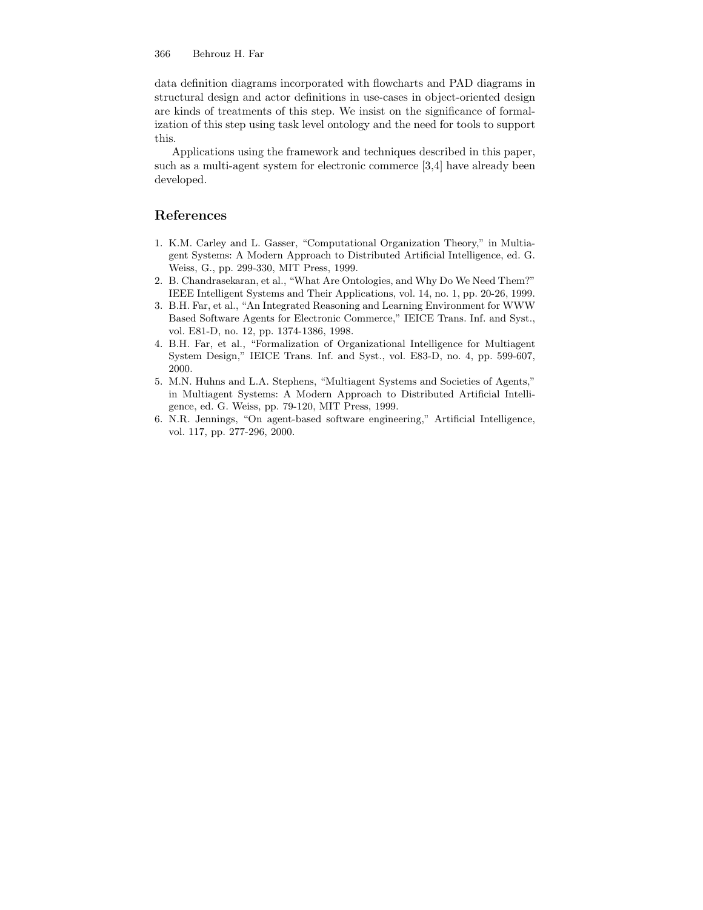data definition diagrams incorporated with flowcharts and PAD diagrams in structural design and actor definitions in use-cases in object-oriented design are kinds of treatments of this step. We insist on the significance of formalization of this step using task level ontology and the need for tools to support this.

Applications using the framework and techniques described in this paper, such as a multi-agent system for electronic commerce [3,4] have already been developed.

## References

1. K.M. Carley and L. Gasser, "Computational Organization Theory," in Multiagent Systems: A Modern Approach to Distributed Artificial Intelligence, ed. G. Weiss, G., pp. 299-330, MIT Press, 1999.
2. B. Chandrasekaran, et al., "What Are Ontologies, and Why Do We Need Them?" IEEE Intelligent Systems and Their Applications, vol. 14, no. 1, pp. 20-26, 1999.
3. B.H. Far, et al., "An Integrated Reasoning and Learning Environment for WWW Based Software Agents for Electronic Commerce," IEICE Trans. Inf. and Syst., vol. E81-D, no. 12, pp. 1374-1386, 1998.
4. B.H. Far, et al., "Formalization of Organizational Intelligence for Multiagent System Design," IEICE Trans. Inf. and Syst., vol. E83-D, no. 4, pp. 599-607, 2000.
5. M.N. Huhns and L.A. Stephens, "Multiagent Systems and Societies of Agents," in Multiagent Systems: A Modern Approach to Distributed Artificial Intelligence, ed. G. Weiss, pp. 79-120, MIT Press, 1999.
6. N.R. Jennings, "On agent-based software engineering," Artificial Intelligence, vol. 117, pp. 277-296, 2000.